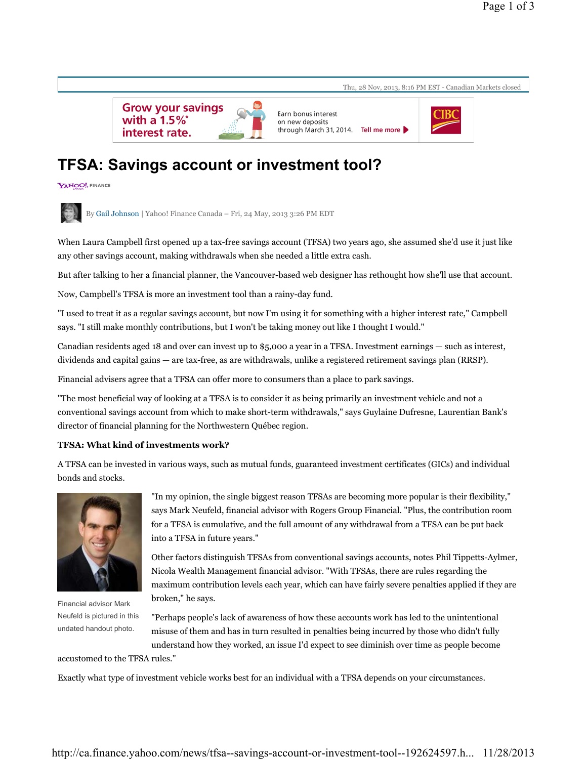Thu, 28 Nov, 2013, 8:16 PM EST - Canadian Markets closed

Grow your savings with a 1.5%* interest rate. Earn bonus interest on new deposits through March 31, 2014. Tell me more CIBC

# TFSA: Savings account or investment tool?

YAHOO! FINANCE

By Gail Johnson | Yahoo! Finance Canada – Fri, 24 May, 2013 3:26 PM EDT

When Laura Campbell first opened up a tax-free savings account (TFSA) two years ago, she assumed she'd use it just like any other savings account, making withdrawals when she needed a little extra cash.

But after talking to her a financial planner, the Vancouver-based web designer has rethought how she'll use that account.

Now, Campbell's TFSA is more an investment tool than a rainy-day fund.

"I used to treat it as a regular savings account, but now I'm using it for something with a higher interest rate," Campbell says. "I still make monthly contributions, but I won't be taking money out like I thought I would."

Canadian residents aged 18 and over can invest up to $5,000 a year in a TFSA. Investment earnings — such as interest, dividends and capital gains — are tax-free, as are withdrawals, unlike a registered retirement savings plan (RRSP).

Financial advisers agree that a TFSA can offer more to consumers than a place to park savings.

"The most beneficial way of looking at a TFSA is to consider it as being primarily an investment vehicle and not a conventional savings account from which to make short-term withdrawals," says Guylaine Dufresne, Laurentian Bank's director of financial planning for the Northwestern Québec region.

**TFSA: What kind of investments work?**

A TFSA can be invested in various ways, such as mutual funds, guaranteed investment certificates (GICs) and individual bonds and stocks.

Financial advisor Mark Neufeld is pictured in this undated handout photo.

"In my opinion, the single biggest reason TFSAs are becoming more popular is their flexibility," says Mark Neufeld, financial advisor with Rogers Group Financial. "Plus, the contribution room for a TFSA is cumulative, and the full amount of any withdrawal from a TFSA can be put back into a TFSA in future years."

Other factors distinguish TFSAs from conventional savings accounts, notes Phil Tippetts-Aylmer, Nicola Wealth Management financial advisor. "With TFSAs, there are rules regarding the maximum contribution levels each year, which can have fairly severe penalties applied if they are broken," he says.

"Perhaps people's lack of awareness of how these accounts work has led to the unintentional misuse of them and has in turn resulted in penalties being incurred by those who didn't fully understand how they worked, an issue I'd expect to see diminish over time as people become accustomed to the TFSA rules."

Exactly what type of investment vehicle works best for an individual with a TFSA depends on your circumstances.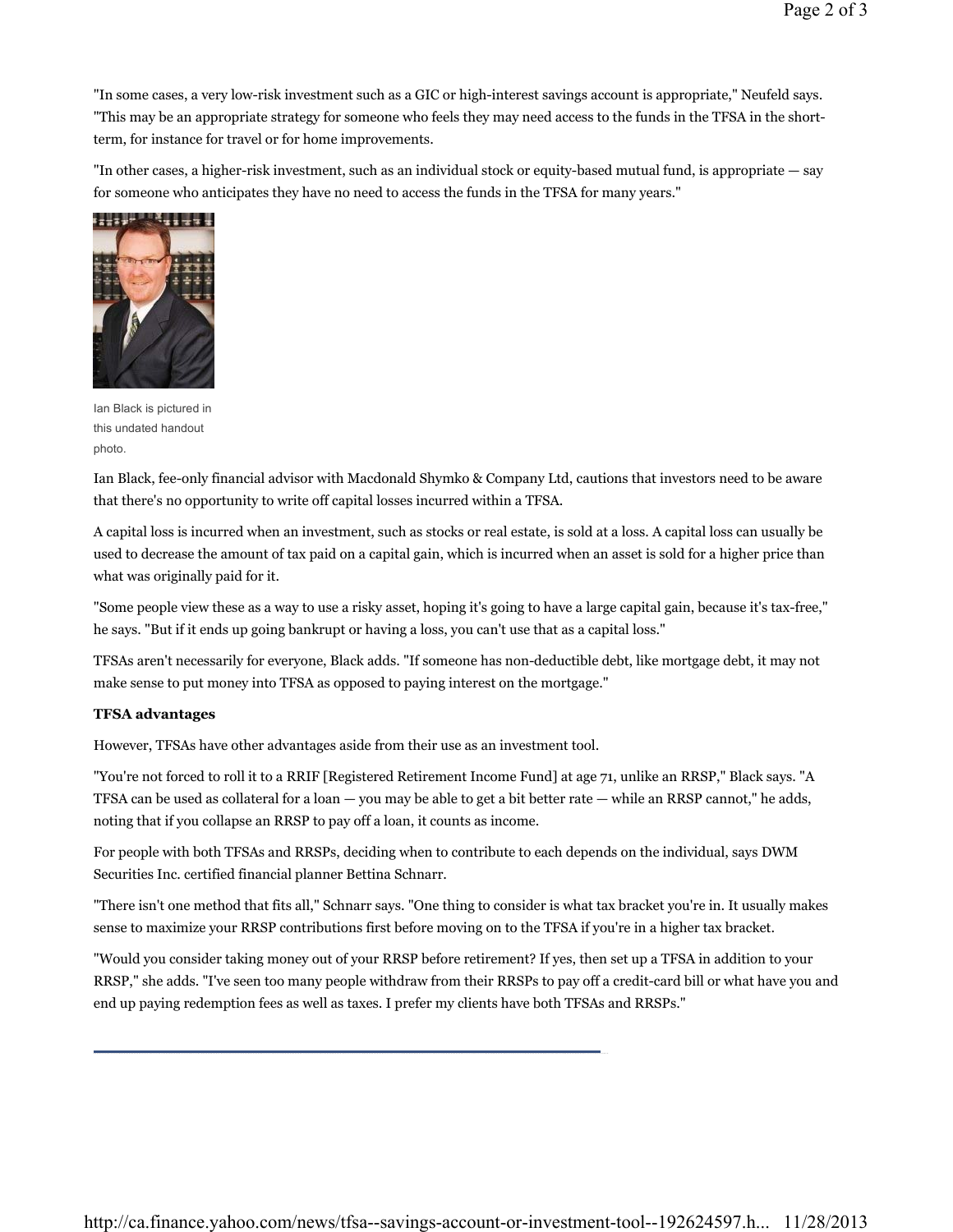"In some cases, a very low-risk investment such as a GIC or high-interest savings account is appropriate," Neufeld says. "This may be an appropriate strategy for someone who feels they may need access to the funds in the TFSA in the short-term, for instance for travel or for home improvements.

"In other cases, a higher-risk investment, such as an individual stock or equity-based mutual fund, is appropriate — say for someone who anticipates they have no need to access the funds in the TFSA for many years."

Ian Black is pictured in this undated handout photo.

Ian Black, fee-only financial advisor with Macdonald Shymko & Company Ltd, cautions that investors need to be aware that there's no opportunity to write off capital losses incurred within a TFSA.

A capital loss is incurred when an investment, such as stocks or real estate, is sold at a loss. A capital loss can usually be used to decrease the amount of tax paid on a capital gain, which is incurred when an asset is sold for a higher price than what was originally paid for it.

"Some people view these as a way to use a risky asset, hoping it's going to have a large capital gain, because it's tax-free," he says. "But if it ends up going bankrupt or having a loss, you can't use that as a capital loss."

TFSAs aren't necessarily for everyone, Black adds. "If someone has non-deductible debt, like mortgage debt, it may not make sense to put money into TFSA as opposed to paying interest on the mortgage."

**TFSA advantages**

However, TFSAs have other advantages aside from their use as an investment tool.

"You're not forced to roll it to a RRIF [Registered Retirement Income Fund] at age 71, unlike an RRSP," Black says. "A TFSA can be used as collateral for a loan — you may be able to get a bit better rate — while an RRSP cannot," he adds, noting that if you collapse an RRSP to pay off a loan, it counts as income.

For people with both TFSAs and RRSPs, deciding when to contribute to each depends on the individual, says DWM Securities Inc. certified financial planner Bettina Schnarr.

"There isn't one method that fits all," Schnarr says. "One thing to consider is what tax bracket you're in. It usually makes sense to maximize your RRSP contributions first before moving on to the TFSA if you're in a higher tax bracket.

"Would you consider taking money out of your RRSP before retirement? If yes, then set up a TFSA in addition to your RRSP," she adds. "I've seen too many people withdraw from their RRSPs to pay off a credit-card bill or what have you and end up paying redemption fees as well as taxes. I prefer my clients have both TFSAs and RRSPs."